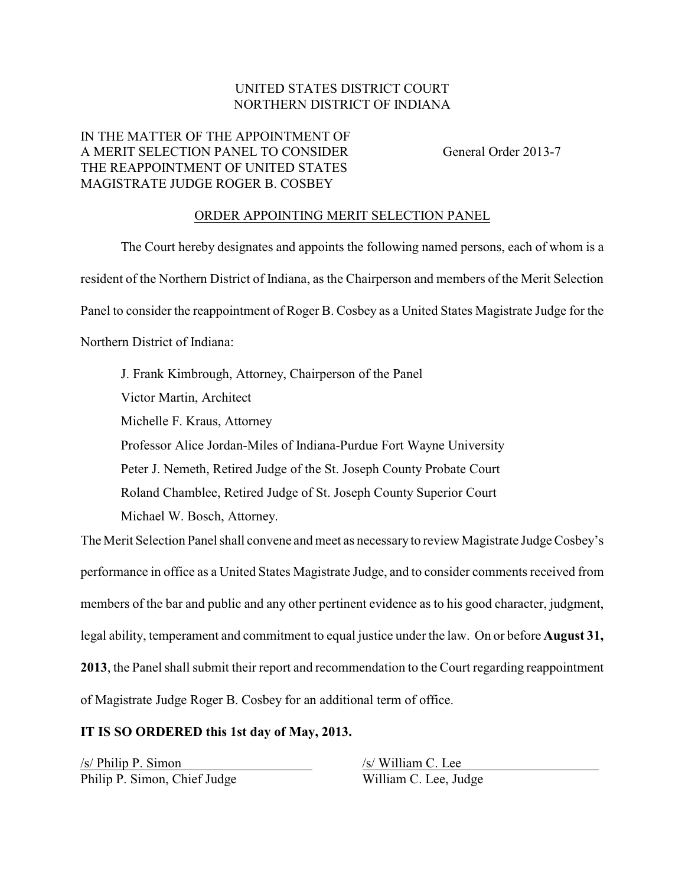UNITED STATES DISTRICT COURT
NORTHERN DISTRICT OF INDIANA

IN THE MATTER OF THE APPOINTMENT OF
A MERIT SELECTION PANEL TO CONSIDER
THE REAPPOINTMENT OF UNITED STATES
MAGISTRATE JUDGE ROGER B. COSBEY

General Order 2013-7

## ORDER APPOINTING MERIT SELECTION PANEL

The Court hereby designates and appoints the following named persons, each of whom is a resident of the Northern District of Indiana, as the Chairperson and members of the Merit Selection Panel to consider the reappointment of Roger B. Cosbey as a United States Magistrate Judge for the Northern District of Indiana:

J. Frank Kimbrough, Attorney, Chairperson of the Panel
Victor Martin, Architect
Michelle F. Kraus, Attorney
Professor Alice Jordan-Miles of Indiana-Purdue Fort Wayne University
Peter J. Nemeth, Retired Judge of the St. Joseph County Probate Court
Roland Chamblee, Retired Judge of St. Joseph County Superior Court
Michael W. Bosch, Attorney.

The Merit Selection Panel shall convene and meet as necessary to review Magistrate Judge Cosbey's performance in office as a United States Magistrate Judge, and to consider comments received from members of the bar and public and any other pertinent evidence as to his good character, judgment, legal ability, temperament and commitment to equal justice under the law. On or before **August 31, 2013**, the Panel shall submit their report and recommendation to the Court regarding reappointment of Magistrate Judge Roger B. Cosbey for an additional term of office.

**IT IS SO ORDERED this 1st day of May, 2013.**

/s/ Philip P. Simon
Philip P. Simon, Chief Judge

/s/ William C. Lee
William C. Lee, Judge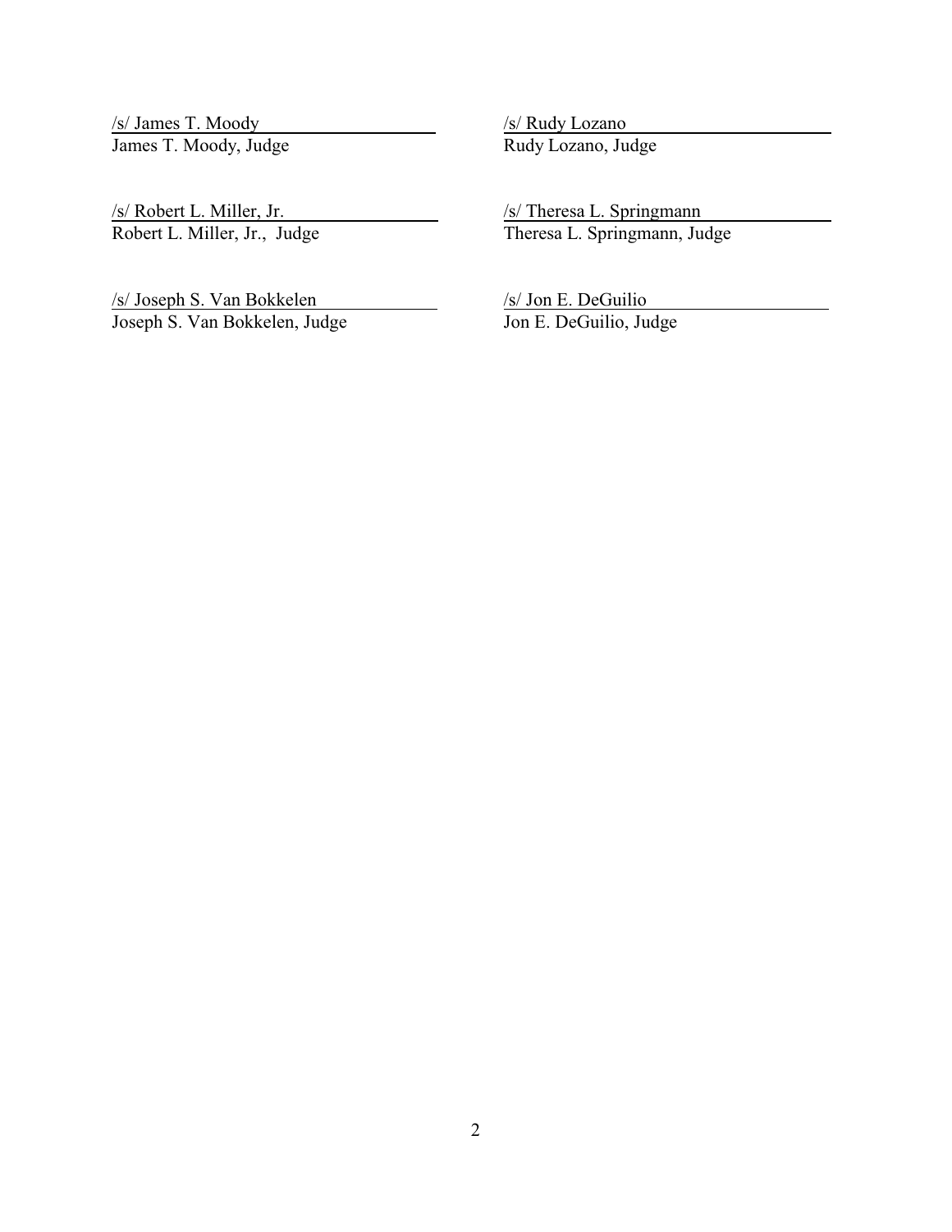/s/ James T. Moody
James T. Moody, Judge

/s/ Rudy Lozano
Rudy Lozano, Judge

/s/ Robert L. Miller, Jr.
Robert L. Miller, Jr., Judge

/s/ Theresa L. Springmann
Theresa L. Springmann, Judge

/s/ Joseph S. Van Bokkelen
Joseph S. Van Bokkelen, Judge

/s/ Jon E. DeGuilio
Jon E. DeGuilio, Judge